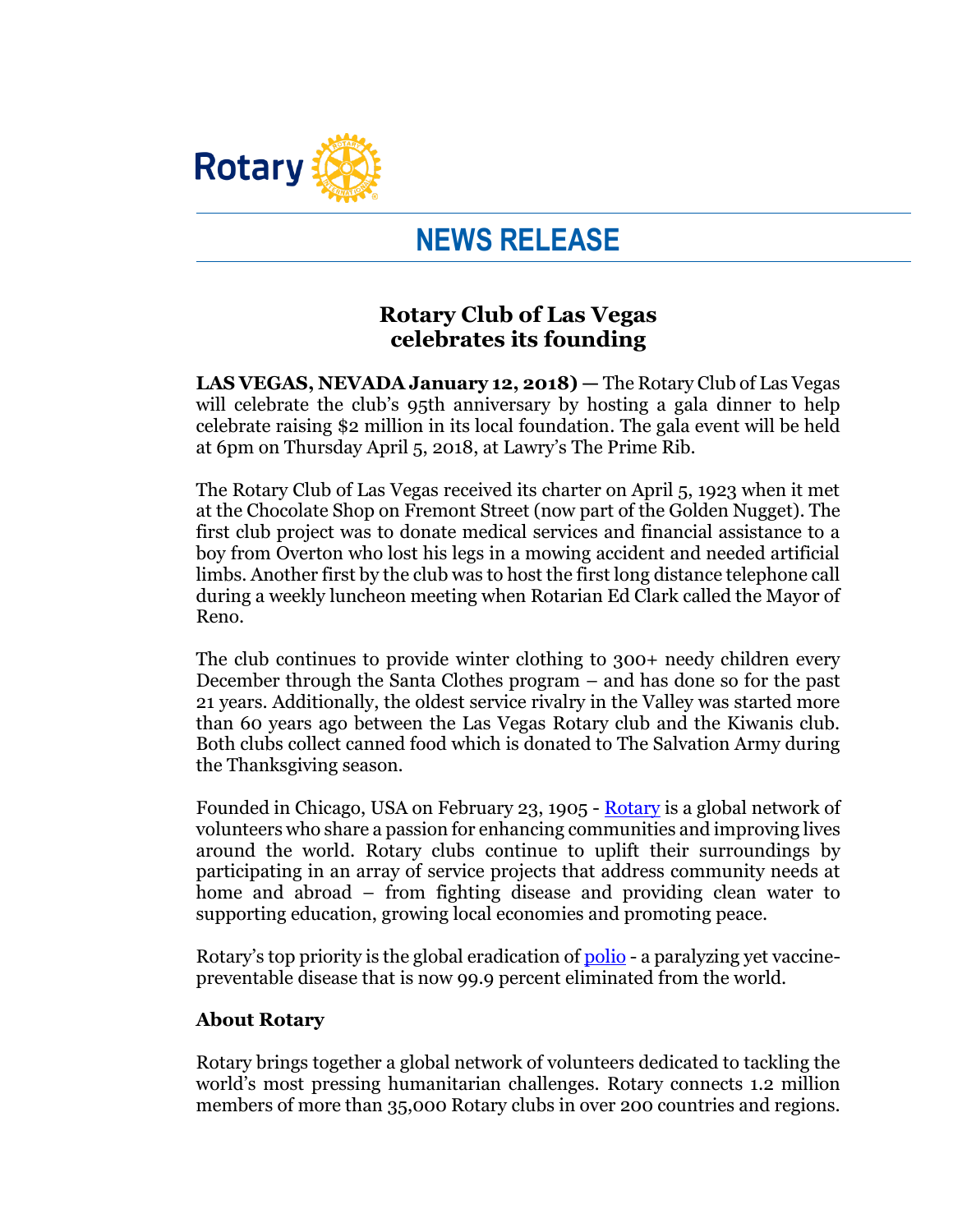Rotary

# NEWS RELEASE

## Rotary Club of Las Vegas celebrates its founding

**LAS VEGAS, NEVADA January 12, 2018) —** The Rotary Club of Las Vegas will celebrate the club's 95th anniversary by hosting a gala dinner to help celebrate raising $2 million in its local foundation. The gala event will be held at 6pm on Thursday April 5, 2018, at Lawry's The Prime Rib.

The Rotary Club of Las Vegas received its charter on April 5, 1923 when it met at the Chocolate Shop on Fremont Street (now part of the Golden Nugget). The first club project was to donate medical services and financial assistance to a boy from Overton who lost his legs in a mowing accident and needed artificial limbs. Another first by the club was to host the first long distance telephone call during a weekly luncheon meeting when Rotarian Ed Clark called the Mayor of Reno.

The club continues to provide winter clothing to 300+ needy children every December through the Santa Clothes program – and has done so for the past 21 years. Additionally, the oldest service rivalry in the Valley was started more than 60 years ago between the Las Vegas Rotary club and the Kiwanis club. Both clubs collect canned food which is donated to The Salvation Army during the Thanksgiving season.

Founded in Chicago, USA on February 23, 1905 - Rotary is a global network of volunteers who share a passion for enhancing communities and improving lives around the world. Rotary clubs continue to uplift their surroundings by participating in an array of service projects that address community needs at home and abroad – from fighting disease and providing clean water to supporting education, growing local economies and promoting peace.

Rotary's top priority is the global eradication of polio - a paralyzing yet vaccine-preventable disease that is now 99.9 percent eliminated from the world.

### About Rotary

Rotary brings together a global network of volunteers dedicated to tackling the world's most pressing humanitarian challenges. Rotary connects 1.2 million members of more than 35,000 Rotary clubs in over 200 countries and regions.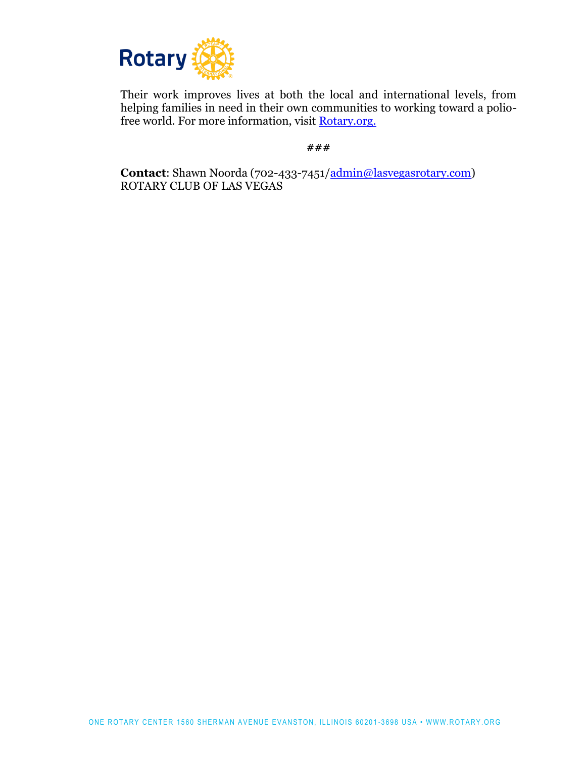Their work improves lives at both the local and international levels, from helping families in need in their own communities to working toward a polio-free world. For more information, visit [Rotary.org.](https://www.rotary.org)

###

**Contact**: Shawn Noorda (702-433-7451/[admin@lasvegasrotary.com](mailto:admin@lasvegasrotary.com))
ROTARY CLUB OF LAS VEGAS